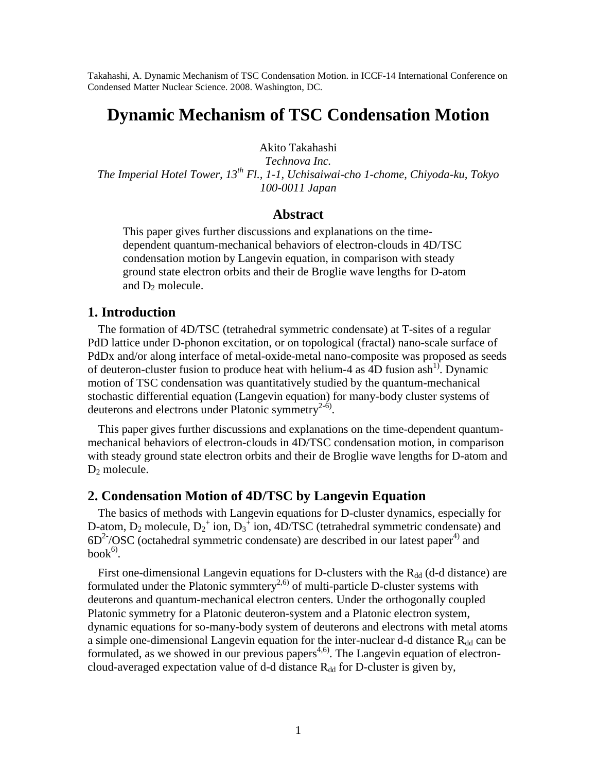Takahashi, A. Dynamic Mechanism of TSC Condensation Motion. in ICCF-14 International Conference on Condensed Matter Nuclear Science. 2008. Washington, DC.

# Dynamic Mechanism of TSC Condensation Motion

Akito Takahashi

*Technova Inc.*

*The Imperial Hotel Tower, 13th Fl., 1-1, Uchisaiwai-cho 1-chome, Chiyoda-ku, Tokyo 100-0011 Japan*

## Abstract

This paper gives further discussions and explanations on the time-dependent quantum-mechanical behaviors of electron-clouds in 4D/TSC condensation motion by Langevin equation, in comparison with steady ground state electron orbits and their de Broglie wave lengths for D-atom and $D_2$ molecule.

## 1. Introduction

The formation of 4D/TSC (tetrahedral symmetric condensate) at T-sites of a regular PdD lattice under D-phonon excitation, or on topological (fractal) nano-scale surface of PdDx and/or along interface of metal-oxide-metal nano-composite was proposed as seeds of deuteron-cluster fusion to produce heat with helium-4 as 4D fusion ash[1)]. Dynamic motion of TSC condensation was quantitatively studied by the quantum-mechanical stochastic differential equation (Langevin equation) for many-body cluster systems of deuterons and electrons under Platonic symmetry[2-6)].

This paper gives further discussions and explanations on the time-dependent quantum-mechanical behaviors of electron-clouds in 4D/TSC condensation motion, in comparison with steady ground state electron orbits and their de Broglie wave lengths for D-atom and $D_2$ molecule.

## 2. Condensation Motion of 4D/TSC by Langevin Equation

The basics of methods with Langevin equations for D-cluster dynamics, especially for D-atom, $D_2$ molecule, $D_2^+$ ion, $D_3^+$ ion, 4D/TSC (tetrahedral symmetric condensate) and $6D^{2-}$/OSC (octahedral symmetric condensate) are described in our latest paper[4)] and book[6)].

First one-dimensional Langevin equations for D-clusters with the $R_{dd}$ (d-d distance) are formulated under the Platonic symmtery[2,6)] of multi-particle D-cluster systems with deuterons and quantum-mechanical electron centers. Under the orthogonally coupled Platonic symmetry for a Platonic deuteron-system and a Platonic electron system, dynamic equations for so-many-body system of deuterons and electrons with metal atoms a simple one-dimensional Langevin equation for the inter-nuclear d-d distance $R_{dd}$ can be formulated, as we showed in our previous papers[4,6)]. The Langevin equation of electron-cloud-averaged expectation value of d-d distance $R_{dd}$ for D-cluster is given by,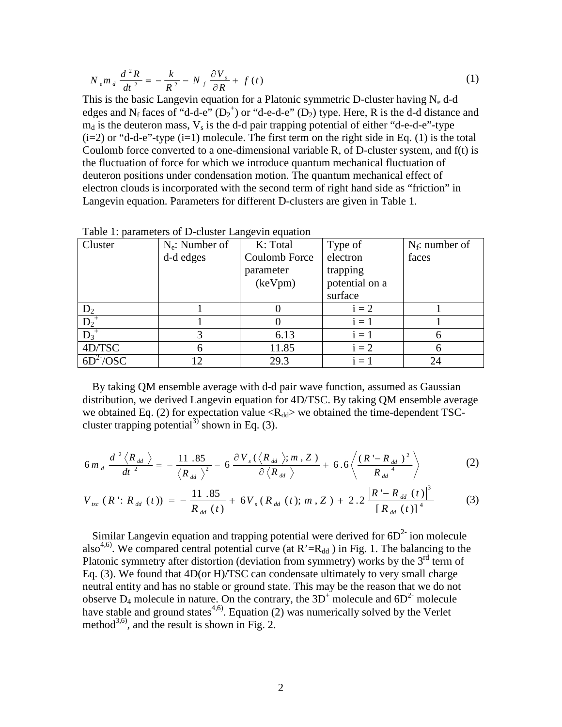$$N_e m_d \frac{d^2 R}{dt^2} = -\frac{k}{R^2} - N_f \frac{\partial V_s}{\partial R} + f(t) \tag{1}$$

This is the basic Langevin equation for a Platonic symmetric D-cluster having $N_e$ d-d edges and $N_f$ faces of "d-d-e" ($D_2^+$) or "d-e-d-e" ($D_2$) type. Here, R is the d-d distance and $m_d$ is the deuteron mass, $V_s$ is the d-d pair trapping potential of either "d-e-d-e"-type (i=2) or "d-d-e"-type (i=1) molecule. The first term on the right side in Eq. (1) is the total Coulomb force converted to a one-dimensional variable R, of D-cluster system, and f(t) is the fluctuation of force for which we introduce quantum mechanical fluctuation of deuteron positions under condensation motion. The quantum mechanical effect of electron clouds is incorporated with the second term of right hand side as "friction" in Langevin equation. Parameters for different D-clusters are given in Table 1.

Table 1: parameters of D-cluster Langevin equation

| Cluster | $N_e$: Number of d-d edges | K: Total Coulomb Force parameter (keVpm) | Type of electron trapping potential on a surface | $N_f$: number of faces |
|---|---|---|---|---|
| $D_2$ | 1 | 0 | i = 2 | 1 |
| $D_2^+$ | 1 | 0 | i = 1 | 1 |
| $D_3^+$ | 3 | 6.13 | i = 1 | 6 |
| 4D/TSC | 6 | 11.85 | i = 2 | 6 |
| $6D^{2-}$/OSC | 12 | 29.3 | i = 1 | 24 |

By taking QM ensemble average with d-d pair wave function, assumed as Gaussian distribution, we derived Langevin equation for 4D/TSC. By taking QM ensemble average we obtained Eq. (2) for expectation value $<R_{dd}>$ we obtained the time-dependent TSC-cluster trapping potential[3] shown in Eq. (3).

$$6 m_d \frac{d^2 \langle R_{dd} \rangle}{dt^2} = -\frac{11.85}{\langle R_{dd} \rangle^2} - 6 \frac{\partial V_s(\langle R_{dd} \rangle; m, Z)}{\partial \langle R_{dd} \rangle} + 6.6 \left\langle \frac{(R' - R_{dd})^2}{R_{dd}^{\ 4}} \right\rangle \tag{2}$$

$$V_{tsc}(R' : R_{dd}(t)) = -\frac{11.85}{R_{dd}(t)} + 6V_s(R_{dd}(t); m, Z) + 2.2 \frac{|R' - R_{dd}(t)|^3}{[R_{dd}(t)]^4} \tag{3}$$

Similar Langevin equation and trapping potential were derived for $6D^{2-}$ ion molecule also[4,6]. We compared central potential curve (at $R'=R_{dd}$) in Fig. 1. The balancing to the Platonic symmetry after distortion (deviation from symmetry) works by the 3rd term of Eq. (3). We found that 4D(or H)/TSC can condensate ultimately to very small charge neutral entity and has no stable or ground state. This may be the reason that we do not observe $D_4$ molecule in nature. On the contrary, the $3D^+$ molecule and $6D^{2-}$ molecule have stable and ground states[4,6]. Equation (2) was numerically solved by the Verlet method[3,6], and the result is shown in Fig. 2.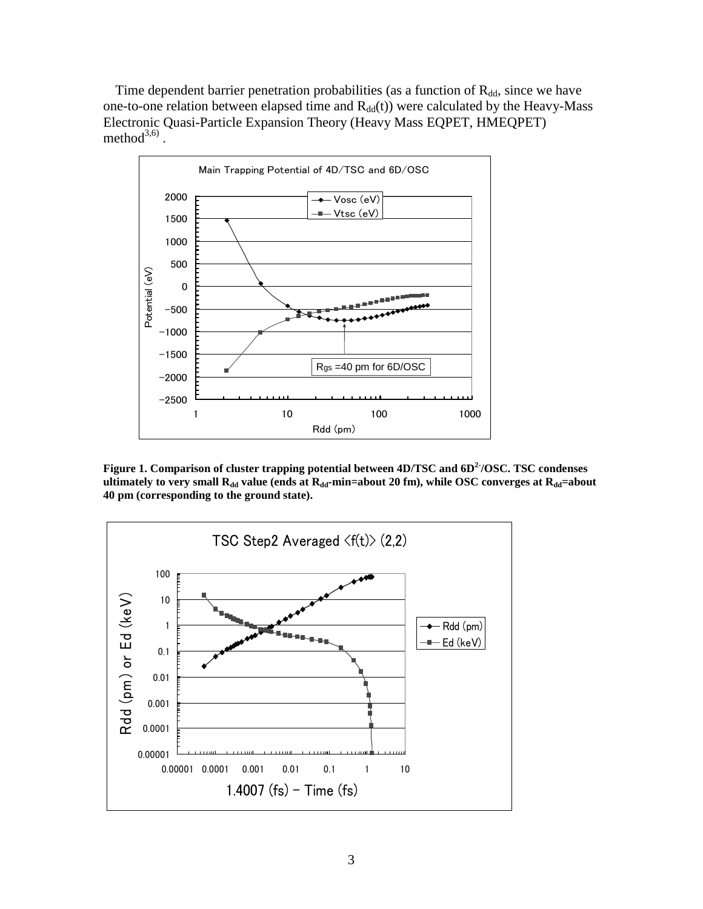Time dependent barrier penetration probabilities (as a function of $R_{dd}$, since we have one-to-one relation between elapsed time and $R_{dd}(t)$) were calculated by the Heavy-Mass Electronic Quasi-Particle Expansion Theory (Heavy Mass EQPET, HMEQPET) method[3,6) .

**Figure 1. Comparison of cluster trapping potential between 4D/TSC and $6D^{2-}$/OSC. TSC condenses ultimately to very small $R_{dd}$ value (ends at $R_{dd}$-min=about 20 fm), while OSC converges at $R_{dd}$=about 40 pm (corresponding to the ground state).**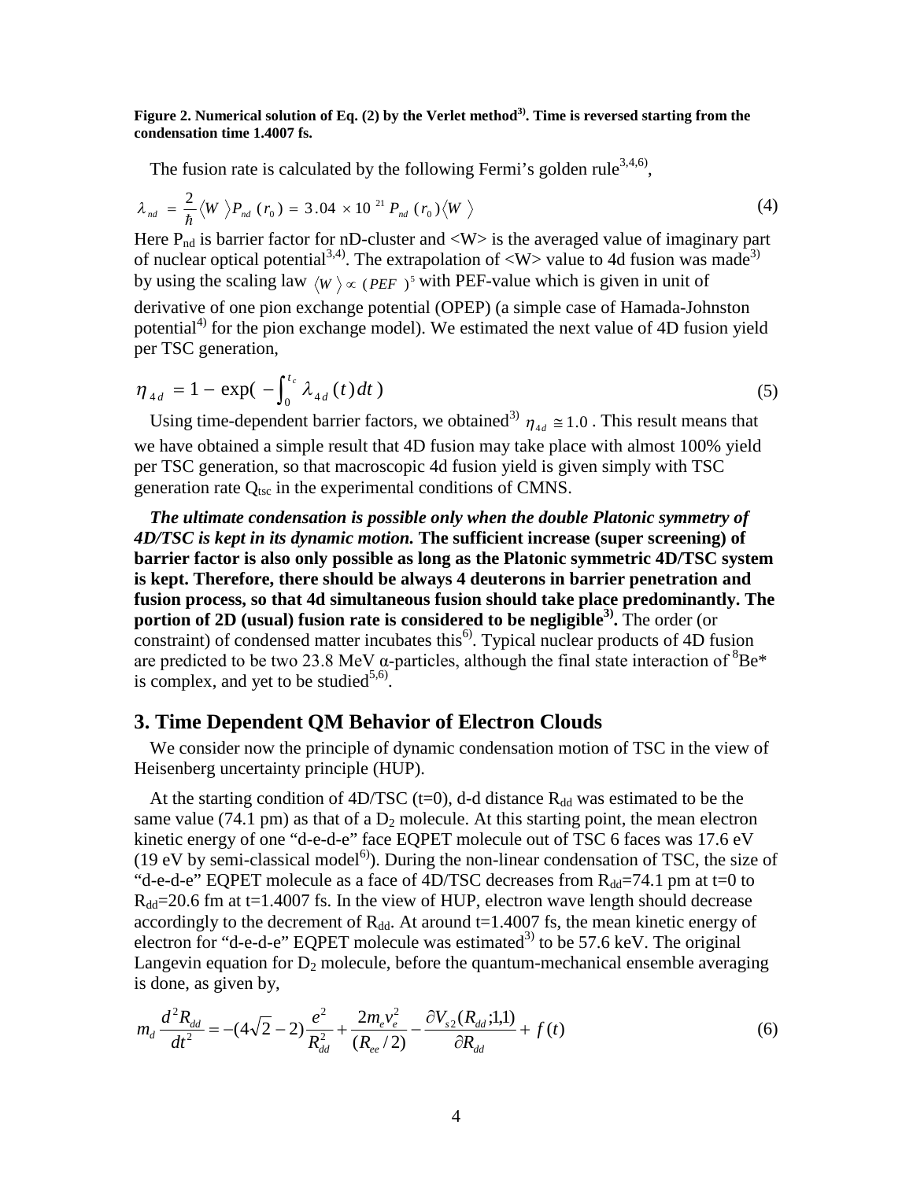**Figure 2. Numerical solution of Eq. (2) by the Verlet method[3]. Time is reversed starting from the condensation time 1.4007 fs.**

The fusion rate is calculated by the following Fermi's golden rule[3,4,6),

$$\lambda_{nd} = \frac{2}{\hbar}\langle W \rangle P_{nd}(r_0) = 3.04 \times 10^{21} P_{nd}(r_0)\langle W \rangle \tag{4}$$

Here $P_{nd}$ is barrier factor for nD-cluster and <W> is the averaged value of imaginary part of nuclear optical potential[3,4]. The extrapolation of <W> value to 4d fusion was made[3] by using the scaling law $\langle W \rangle \propto (PEF)^5$ with PEF-value which is given in unit of derivative of one pion exchange potential (OPEP) (a simple case of Hamada-Johnston potential[4] for the pion exchange model). We estimated the next value of 4D fusion yield per TSC generation,

$$\eta_{4d} = 1 - \exp\left(-\int_0^{t_c} \lambda_{4d}(t)dt\right) \tag{5}$$

Using time-dependent barrier factors, we obtained[3] $\eta_{4d} \cong 1.0$ . This result means that we have obtained a simple result that 4D fusion may take place with almost 100% yield per TSC generation, so that macroscopic 4d fusion yield is given simply with TSC generation rate $Q_{tsc}$ in the experimental conditions of CMNS.

***The ultimate condensation is possible only when the double Platonic symmetry of 4D/TSC is kept in its dynamic motion.*** **The sufficient increase (super screening) of barrier factor is also only possible as long as the Platonic symmetric 4D/TSC system is kept. Therefore, there should be always 4 deuterons in barrier penetration and fusion process, so that 4d simultaneous fusion should take place predominantly. The portion of 2D (usual) fusion rate is considered to be negligible[3].** The order (or constraint) of condensed matter incubates this[6]. Typical nuclear products of 4D fusion are predicted to be two 23.8 MeV α-particles, although the final state interaction of $^8Be^*$ is complex, and yet to be studied[5,6].

## 3. Time Dependent QM Behavior of Electron Clouds

We consider now the principle of dynamic condensation motion of TSC in the view of Heisenberg uncertainty principle (HUP).

At the starting condition of 4D/TSC (t=0), d-d distance $R_{dd}$ was estimated to be the same value (74.1 pm) as that of a $D_2$ molecule. At this starting point, the mean electron kinetic energy of one "d-e-d-e" face EQPET molecule out of TSC 6 faces was 17.6 eV (19 eV by semi-classical model[6]). During the non-linear condensation of TSC, the size of "d-e-d-e" EQPET molecule as a face of 4D/TSC decreases from $R_{dd}$=74.1 pm at t=0 to $R_{dd}$=20.6 fm at t=1.4007 fs. In the view of HUP, electron wave length should decrease accordingly to the decrement of $R_{dd}$. At around t=1.4007 fs, the mean kinetic energy of electron for "d-e-d-e" EQPET molecule was estimated[3] to be 57.6 keV. The original Langevin equation for $D_2$ molecule, before the quantum-mechanical ensemble averaging is done, as given by,

$$m_d \frac{d^2 R_{dd}}{dt^2} = -(4\sqrt{2}-2)\frac{e^2}{R_{dd}^2} + \frac{2m_e v_e^2}{(R_{ee}/2)} - \frac{\partial V_{s2}(R_{dd};1,1)}{\partial R_{dd}} + f(t) \tag{6}$$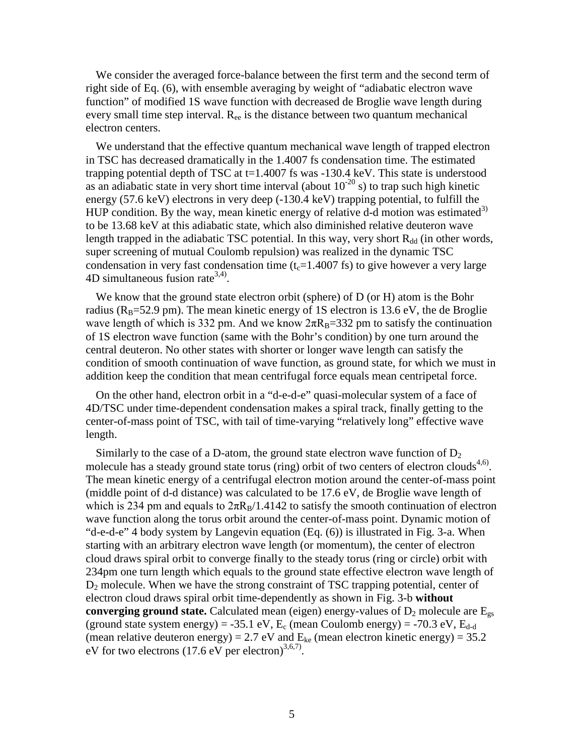We consider the averaged force-balance between the first term and the second term of right side of Eq. (6), with ensemble averaging by weight of "adiabatic electron wave function" of modified 1S wave function with decreased de Broglie wave length during every small time step interval. $R_{ee}$ is the distance between two quantum mechanical electron centers.

We understand that the effective quantum mechanical wave length of trapped electron in TSC has decreased dramatically in the 1.4007 fs condensation time. The estimated trapping potential depth of TSC at t=1.4007 fs was -130.4 keV. This state is understood as an adiabatic state in very short time interval (about $10^{-20}$ s) to trap such high kinetic energy (57.6 keV) electrons in very deep (-130.4 keV) trapping potential, to fulfill the HUP condition. By the way, mean kinetic energy of relative d-d motion was estimated[3] to be 13.68 keV at this adiabatic state, which also diminished relative deuteron wave length trapped in the adiabatic TSC potential. In this way, very short $R_{dd}$ (in other words, super screening of mutual Coulomb repulsion) was realized in the dynamic TSC condensation in very fast condensation time ($t_c$=1.4007 fs) to give however a very large 4D simultaneous fusion rate[3,4].

We know that the ground state electron orbit (sphere) of D (or H) atom is the Bohr radius ($R_B$=52.9 pm). The mean kinetic energy of 1S electron is 13.6 eV, the de Broglie wave length of which is 332 pm. And we know $2\pi R_B$=332 pm to satisfy the continuation of 1S electron wave function (same with the Bohr's condition) by one turn around the central deuteron. No other states with shorter or longer wave length can satisfy the condition of smooth continuation of wave function, as ground state, for which we must in addition keep the condition that mean centrifugal force equals mean centripetal force.

On the other hand, electron orbit in a "d-e-d-e" quasi-molecular system of a face of 4D/TSC under time-dependent condensation makes a spiral track, finally getting to the center-of-mass point of TSC, with tail of time-varying "relatively long" effective wave length.

Similarly to the case of a D-atom, the ground state electron wave function of $D_2$ molecule has a steady ground state torus (ring) orbit of two centers of electron clouds[4,6]. The mean kinetic energy of a centrifugal electron motion around the center-of-mass point (middle point of d-d distance) was calculated to be 17.6 eV, de Broglie wave length of which is 234 pm and equals to $2\pi R_B/1.4142$ to satisfy the smooth continuation of electron wave function along the torus orbit around the center-of-mass point. Dynamic motion of "d-e-d-e" 4 body system by Langevin equation (Eq. (6)) is illustrated in Fig. 3-a. When starting with an arbitrary electron wave length (or momentum), the center of electron cloud draws spiral orbit to converge finally to the steady torus (ring or circle) orbit with 234pm one turn length which equals to the ground state effective electron wave length of $D_2$ molecule. When we have the strong constraint of TSC trapping potential, center of electron cloud draws spiral orbit time-dependently as shown in Fig. 3-b **without converging ground state.** Calculated mean (eigen) energy-values of $D_2$ molecule are $E_{gs}$ (ground state system energy) = -35.1 eV, $E_c$ (mean Coulomb energy) = -70.3 eV, $E_{d\text{-}d}$ (mean relative deuteron energy) = 2.7 eV and $E_{ke}$ (mean electron kinetic energy) = 35.2 eV for two electrons (17.6 eV per electron)[3,6,7].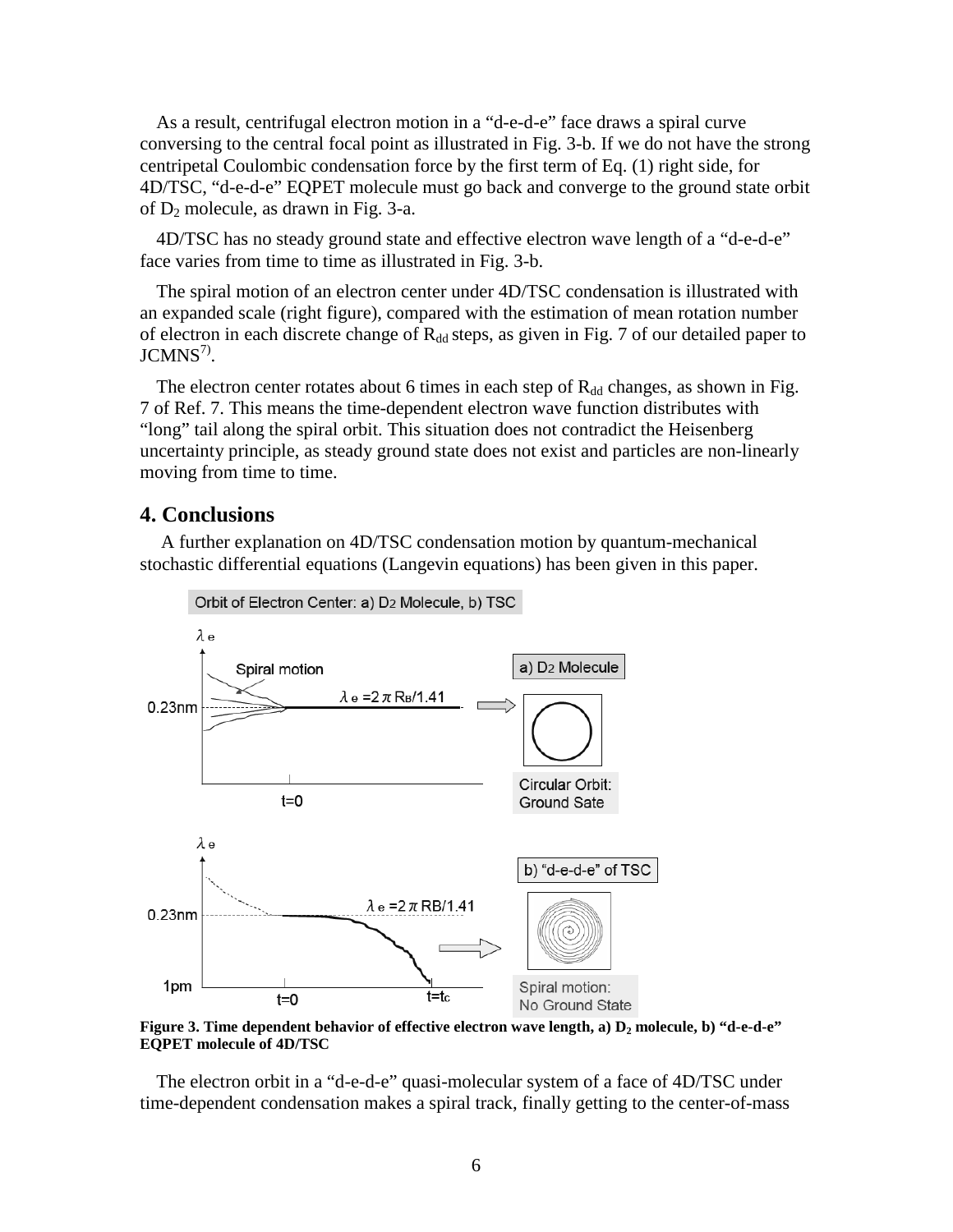As a result, centrifugal electron motion in a "d-e-d-e" face draws a spiral curve conversing to the central focal point as illustrated in Fig. 3-b. If we do not have the strong centripetal Coulombic condensation force by the first term of Eq. (1) right side, for 4D/TSC, "d-e-d-e" EQPET molecule must go back and converge to the ground state orbit of $D_2$ molecule, as drawn in Fig. 3-a.

4D/TSC has no steady ground state and effective electron wave length of a "d-e-d-e" face varies from time to time as illustrated in Fig. 3-b.

The spiral motion of an electron center under 4D/TSC condensation is illustrated with an expanded scale (right figure), compared with the estimation of mean rotation number of electron in each discrete change of $R_{dd}$ steps, as given in Fig. 7 of our detailed paper to JCMNS[7].

The electron center rotates about 6 times in each step of $R_{dd}$ changes, as shown in Fig. 7 of Ref. 7. This means the time-dependent electron wave function distributes with "long" tail along the spiral orbit. This situation does not contradict the Heisenberg uncertainty principle, as steady ground state does not exist and particles are non-linearly moving from time to time.

## 4. Conclusions

A further explanation on 4D/TSC condensation motion by quantum-mechanical stochastic differential equations (Langevin equations) has been given in this paper.

**Figure 3. Time dependent behavior of effective electron wave length, a) $D_2$ molecule, b) "d-e-d-e" EQPET molecule of 4D/TSC**

The electron orbit in a "d-e-d-e" quasi-molecular system of a face of 4D/TSC under time-dependent condensation makes a spiral track, finally getting to the center-of-mass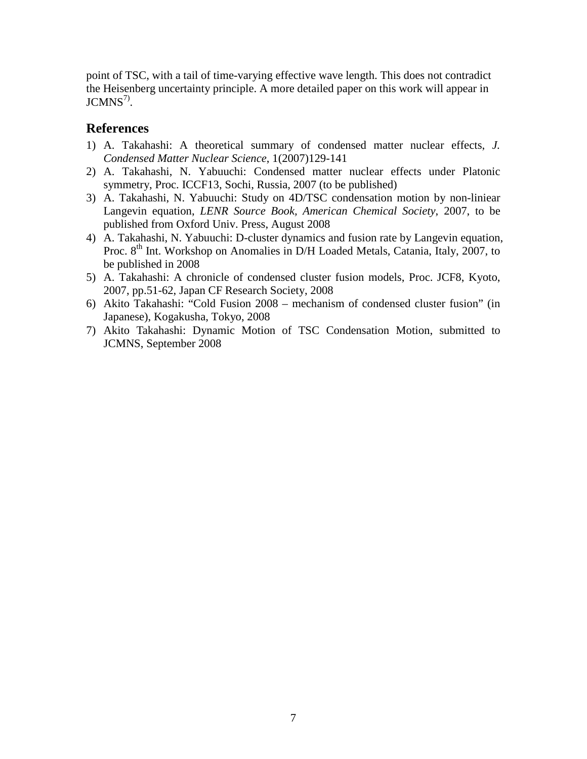point of TSC, with a tail of time-varying effective wave length. This does not contradict the Heisenberg uncertainty principle. A more detailed paper on this work will appear in JCMNS[7].

## References

1) A. Takahashi: A theoretical summary of condensed matter nuclear effects, *J. Condensed Matter Nuclear Science*, 1(2007)129-141
2) A. Takahashi, N. Yabuuchi: Condensed matter nuclear effects under Platonic symmetry, Proc. ICCF13, Sochi, Russia, 2007 (to be published)
3) A. Takahashi, N. Yabuuchi: Study on 4D/TSC condensation motion by non-liniear Langevin equation, *LENR Source Book, American Chemical Society*, 2007, to be published from Oxford Univ. Press, August 2008
4) A. Takahashi, N. Yabuuchi: D-cluster dynamics and fusion rate by Langevin equation, Proc. 8th Int. Workshop on Anomalies in D/H Loaded Metals, Catania, Italy, 2007, to be published in 2008
5) A. Takahashi: A chronicle of condensed cluster fusion models, Proc. JCF8, Kyoto, 2007, pp.51-62, Japan CF Research Society, 2008
6) Akito Takahashi: "Cold Fusion 2008 – mechanism of condensed cluster fusion" (in Japanese), Kogakusha, Tokyo, 2008
7) Akito Takahashi: Dynamic Motion of TSC Condensation Motion, submitted to JCMNS, September 2008